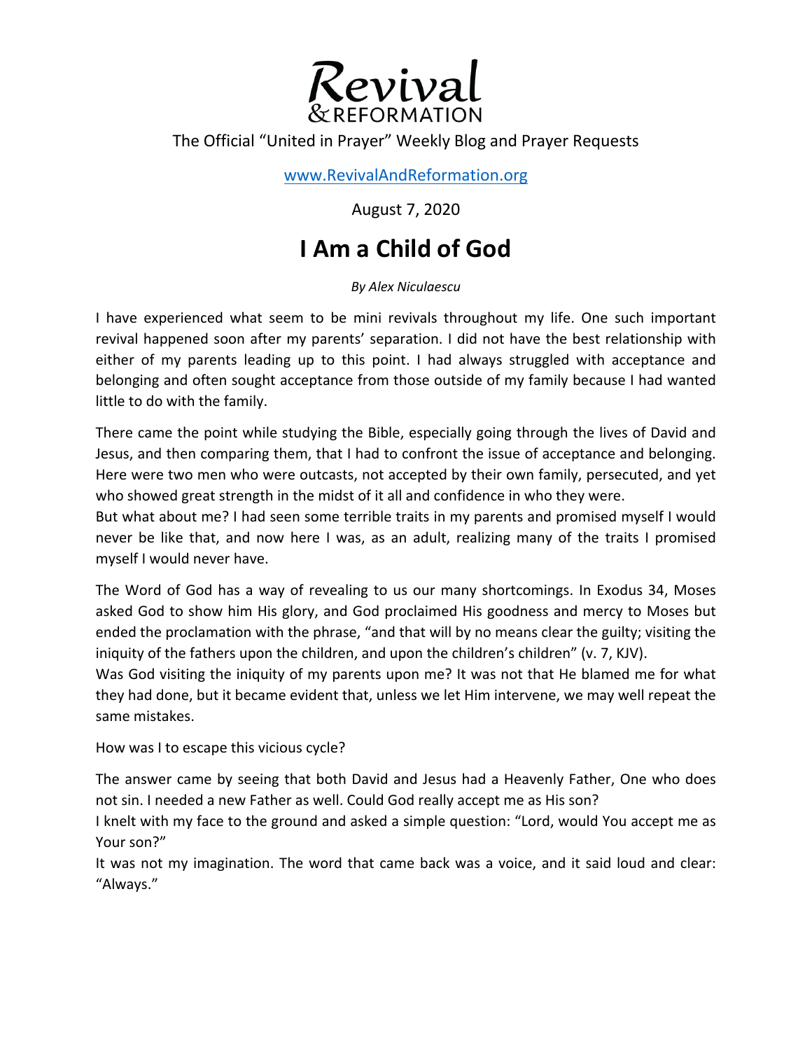Revival & REFORMATION

The Official "United in Prayer" Weekly Blog and Prayer Requests

www.RevivalAndReformation.org

August 7, 2020

# I Am a Child of God

*By Alex Niculaescu*

I have experienced what seem to be mini revivals throughout my life. One such important revival happened soon after my parents' separation. I did not have the best relationship with either of my parents leading up to this point. I had always struggled with acceptance and belonging and often sought acceptance from those outside of my family because I had wanted little to do with the family.

There came the point while studying the Bible, especially going through the lives of David and Jesus, and then comparing them, that I had to confront the issue of acceptance and belonging. Here were two men who were outcasts, not accepted by their own family, persecuted, and yet who showed great strength in the midst of it all and confidence in who they were.

But what about me? I had seen some terrible traits in my parents and promised myself I would never be like that, and now here I was, as an adult, realizing many of the traits I promised myself I would never have.

The Word of God has a way of revealing to us our many shortcomings. In Exodus 34, Moses asked God to show him His glory, and God proclaimed His goodness and mercy to Moses but ended the proclamation with the phrase, "and that will by no means clear the guilty; visiting the iniquity of the fathers upon the children, and upon the children's children" (v. 7, KJV).

Was God visiting the iniquity of my parents upon me? It was not that He blamed me for what they had done, but it became evident that, unless we let Him intervene, we may well repeat the same mistakes.

How was I to escape this vicious cycle?

The answer came by seeing that both David and Jesus had a Heavenly Father, One who does not sin. I needed a new Father as well. Could God really accept me as His son?

I knelt with my face to the ground and asked a simple question: "Lord, would You accept me as Your son?"

It was not my imagination. The word that came back was a voice, and it said loud and clear: "Always."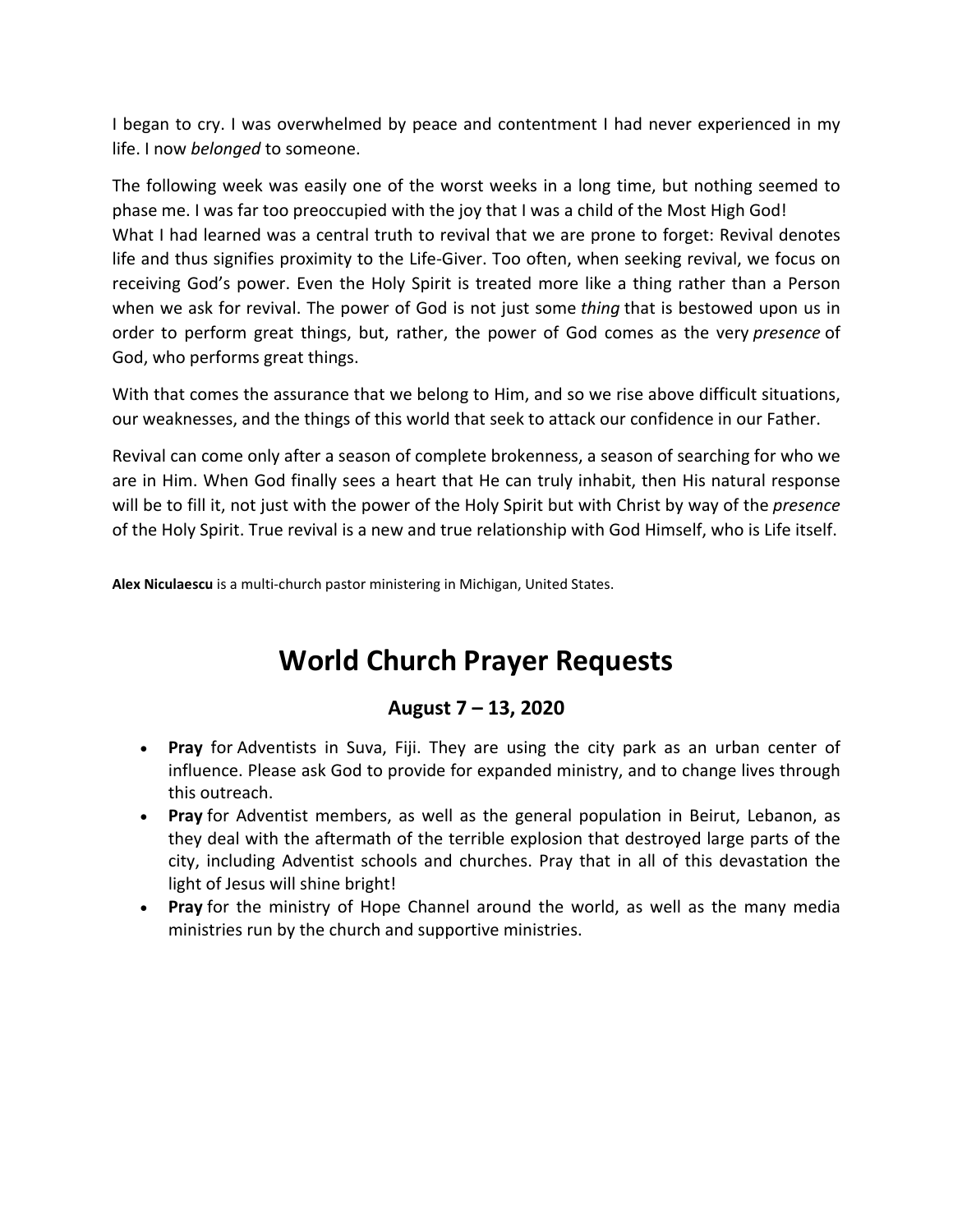I began to cry. I was overwhelmed by peace and contentment I had never experienced in my life. I now *belonged* to someone.

The following week was easily one of the worst weeks in a long time, but nothing seemed to phase me. I was far too preoccupied with the joy that I was a child of the Most High God!
What I had learned was a central truth to revival that we are prone to forget: Revival denotes life and thus signifies proximity to the Life-Giver. Too often, when seeking revival, we focus on receiving God's power. Even the Holy Spirit is treated more like a thing rather than a Person when we ask for revival. The power of God is not just some *thing* that is bestowed upon us in order to perform great things, but, rather, the power of God comes as the very *presence* of God, who performs great things.

With that comes the assurance that we belong to Him, and so we rise above difficult situations, our weaknesses, and the things of this world that seek to attack our confidence in our Father.

Revival can come only after a season of complete brokenness, a season of searching for who we are in Him. When God finally sees a heart that He can truly inhabit, then His natural response will be to fill it, not just with the power of the Holy Spirit but with Christ by way of the *presence* of the Holy Spirit. True revival is a new and true relationship with God Himself, who is Life itself.

**Alex Niculaescu** is a multi-church pastor ministering in Michigan, United States.

# World Church Prayer Requests

## August 7 – 13, 2020

- **Pray** for Adventists in Suva, Fiji. They are using the city park as an urban center of influence. Please ask God to provide for expanded ministry, and to change lives through this outreach.
- **Pray** for Adventist members, as well as the general population in Beirut, Lebanon, as they deal with the aftermath of the terrible explosion that destroyed large parts of the city, including Adventist schools and churches. Pray that in all of this devastation the light of Jesus will shine bright!
- **Pray** for the ministry of Hope Channel around the world, as well as the many media ministries run by the church and supportive ministries.